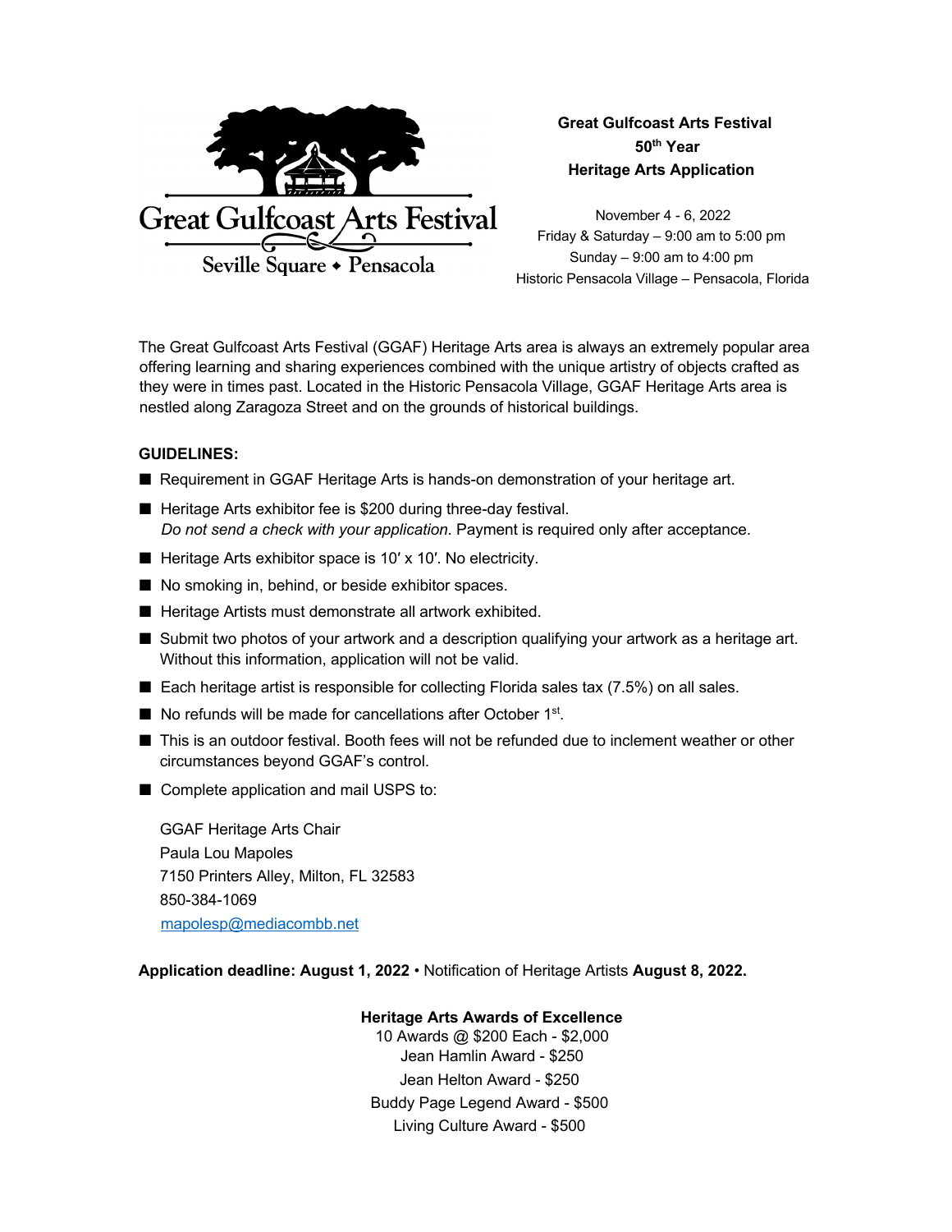Great Gulfcoast Arts Festival

Seville Square • Pensacola

**Great Gulfcoast Arts Festival**
**50th Year**
**Heritage Arts Application**

November 4 - 6, 2022
Friday & Saturday – 9:00 am to 5:00 pm
Sunday – 9:00 am to 4:00 pm
Historic Pensacola Village – Pensacola, Florida

The Great Gulfcoast Arts Festival (GGAF) Heritage Arts area is always an extremely popular area offering learning and sharing experiences combined with the unique artistry of objects crafted as they were in times past. Located in the Historic Pensacola Village, GGAF Heritage Arts area is nestled along Zaragoza Street and on the grounds of historical buildings.

**GUIDELINES:**

- Requirement in GGAF Heritage Arts is hands-on demonstration of your heritage art.
- Heritage Arts exhibitor fee is $200 during three-day festival.
  *Do not send a check with your application*. Payment is required only after acceptance.
- Heritage Arts exhibitor space is 10′ x 10′. No electricity.
- No smoking in, behind, or beside exhibitor spaces.
- Heritage Artists must demonstrate all artwork exhibited.
- Submit two photos of your artwork and a description qualifying your artwork as a heritage art. Without this information, application will not be valid.
- Each heritage artist is responsible for collecting Florida sales tax (7.5%) on all sales.
- No refunds will be made for cancellations after October 1st.
- This is an outdoor festival. Booth fees will not be refunded due to inclement weather or other circumstances beyond GGAF's control.
- Complete application and mail USPS to:

  GGAF Heritage Arts Chair
  Paula Lou Mapoles
  7150 Printers Alley, Milton, FL 32583
  850-384-1069
  mapolesp@mediacombb.net

**Application deadline: August 1, 2022** • Notification of Heritage Artists **August 8, 2022.**

**Heritage Arts Awards of Excellence**
10 Awards @ $200 Each - $2,000
Jean Hamlin Award - $250
Jean Helton Award - $250
Buddy Page Legend Award - $500
Living Culture Award - $500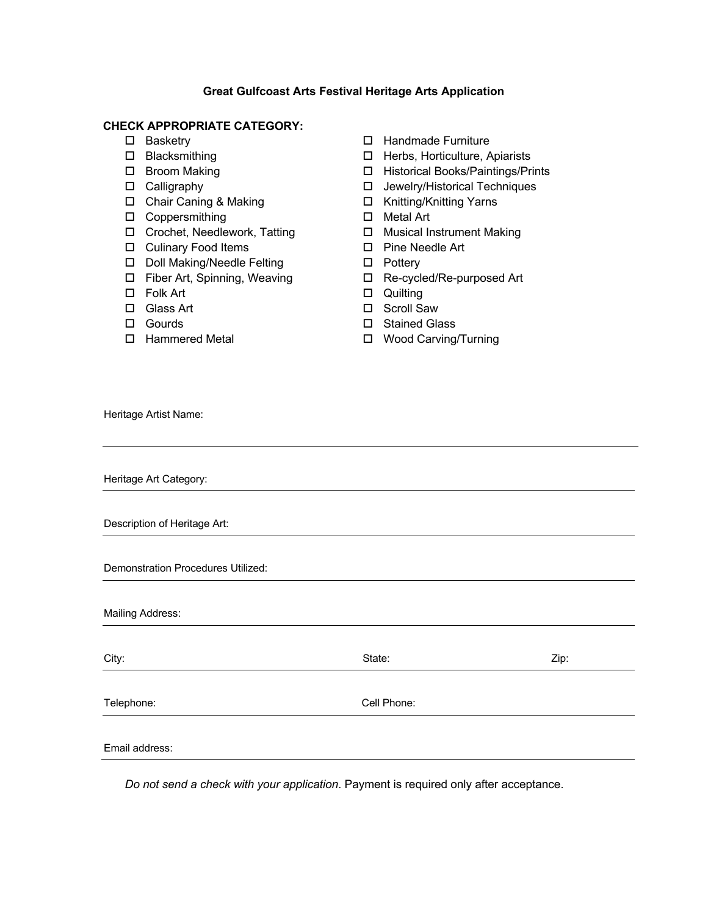**Great Gulfcoast Arts Festival Heritage Arts Application**

**CHECK APPROPRIATE CATEGORY:**

- ☐ Basketry
- ☐ Blacksmithing
- ☐ Broom Making
- ☐ Calligraphy
- ☐ Chair Caning & Making
- ☐ Coppersmithing
- ☐ Crochet, Needlework, Tatting
- ☐ Culinary Food Items
- ☐ Doll Making/Needle Felting
- ☐ Fiber Art, Spinning, Weaving
- ☐ Folk Art
- ☐ Glass Art
- ☐ Gourds
- ☐ Hammered Metal
- ☐ Handmade Furniture
- ☐ Herbs, Horticulture, Apiarists
- ☐ Historical Books/Paintings/Prints
- ☐ Jewelry/Historical Techniques
- ☐ Knitting/Knitting Yarns
- ☐ Metal Art
- ☐ Musical Instrument Making
- ☐ Pine Needle Art
- ☐ Pottery
- ☐ Re-cycled/Re-purposed Art
- ☐ Quilting
- ☐ Scroll Saw
- ☐ Stained Glass
- ☐ Wood Carving/Turning

Heritage Artist Name: ______________________________

Heritage Art Category: ______________________________

Description of Heritage Art: ______________________________

Demonstration Procedures Utilized: ______________________________

Mailing Address: ______________________________

City: ______________ State: ______________ Zip: ______________

Telephone: ______________ Cell Phone: ______________

Email address: ______________________________

*Do not send a check with your application*. Payment is required only after acceptance.